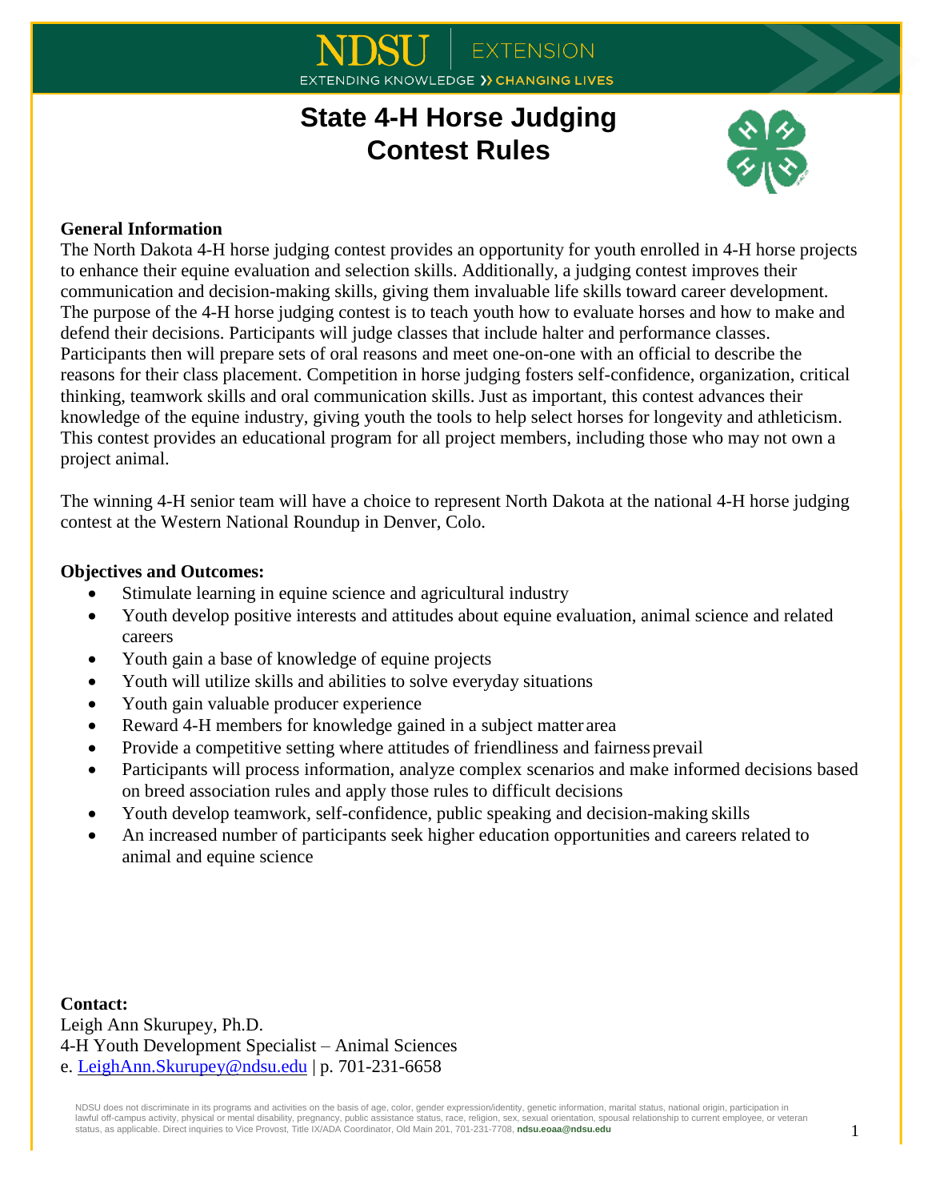# State 4-H Horse Judging Contest Rules

**General Information**

The North Dakota 4-H horse judging contest provides an opportunity for youth enrolled in 4-H horse projects to enhance their equine evaluation and selection skills. Additionally, a judging contest improves their communication and decision-making skills, giving them invaluable life skills toward career development. The purpose of the 4-H horse judging contest is to teach youth how to evaluate horses and how to make and defend their decisions. Participants will judge classes that include halter and performance classes. Participants then will prepare sets of oral reasons and meet one-on-one with an official to describe the reasons for their class placement. Competition in horse judging fosters self-confidence, organization, critical thinking, teamwork skills and oral communication skills. Just as important, this contest advances their knowledge of the equine industry, giving youth the tools to help select horses for longevity and athleticism. This contest provides an educational program for all project members, including those who may not own a project animal.

The winning 4-H senior team will have a choice to represent North Dakota at the national 4-H horse judging contest at the Western National Roundup in Denver, Colo.

**Objectives and Outcomes:**

- Stimulate learning in equine science and agricultural industry
- Youth develop positive interests and attitudes about equine evaluation, animal science and related careers
- Youth gain a base of knowledge of equine projects
- Youth will utilize skills and abilities to solve everyday situations
- Youth gain valuable producer experience
- Reward 4-H members for knowledge gained in a subject matter area
- Provide a competitive setting where attitudes of friendliness and fairness prevail
- Participants will process information, analyze complex scenarios and make informed decisions based on breed association rules and apply those rules to difficult decisions
- Youth develop teamwork, self-confidence, public speaking and decision-making skills
- An increased number of participants seek higher education opportunities and careers related to animal and equine science

**Contact:**

Leigh Ann Skurupey, Ph.D.
4-H Youth Development Specialist – Animal Sciences
e. LeighAnn.Skurupey@ndsu.edu | p. 701-231-6658

NDSU does not discriminate in its programs and activities on the basis of age, color, gender expression/identity, genetic information, marital status, national origin, participation in lawful off-campus activity, physical or mental disability, pregnancy, public assistance status, race, religion, sex, sexual orientation, spousal relationship to current employee, or veteran status, as applicable. Direct inquiries to Vice Provost, Title IX/ADA Coordinator, Old Main 201, 701-231-7708, **ndsu.eoaa@ndsu.edu**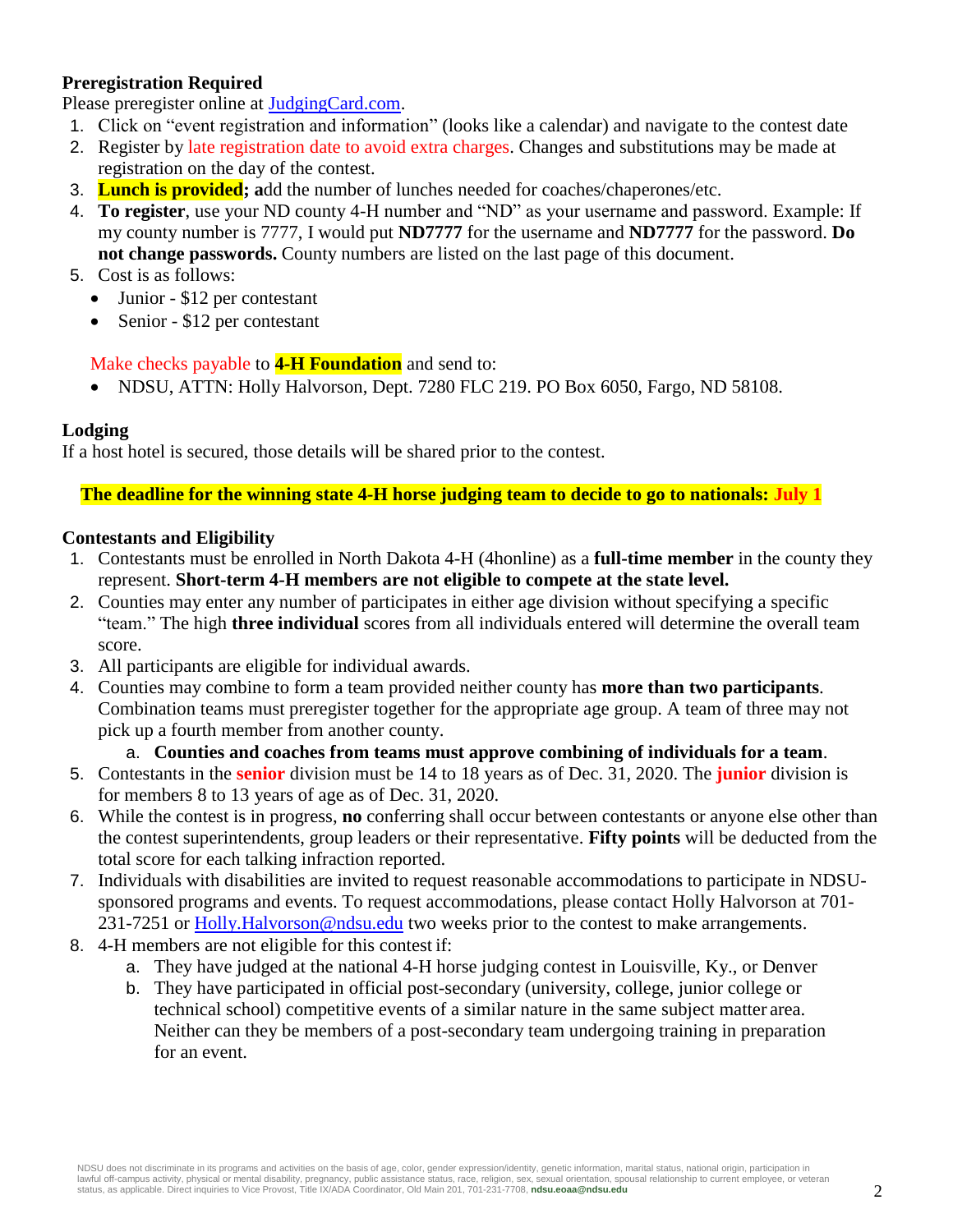**Preregistration Required**

Please preregister online at JudgingCard.com.

1. Click on "event registration and information" (looks like a calendar) and navigate to the contest date
2. Register by late registration date to avoid extra charges. Changes and substitutions may be made at registration on the day of the contest.
3. **Lunch is provided; a**dd the number of lunches needed for coaches/chaperones/etc.
4. **To register**, use your ND county 4-H number and "ND" as your username and password. Example: If my county number is 7777, I would put **ND7777** for the username and **ND7777** for the password. **Do not change passwords.** County numbers are listed on the last page of this document.
5. Cost is as follows:
   - Junior - $12 per contestant
   - Senior - $12 per contestant

   Make checks payable to **4-H Foundation** and send to:
   - NDSU, ATTN: Holly Halvorson, Dept. 7280 FLC 219. PO Box 6050, Fargo, ND 58108.

**Lodging**

If a host hotel is secured, those details will be shared prior to the contest.

**The deadline for the winning state 4-H horse judging team to decide to go to nationals: July 1**

**Contestants and Eligibility**

1. Contestants must be enrolled in North Dakota 4-H (4honline) as a **full-time member** in the county they represent. **Short-term 4-H members are not eligible to compete at the state level.**
2. Counties may enter any number of participates in either age division without specifying a specific "team." The high **three individual** scores from all individuals entered will determine the overall team score.
3. All participants are eligible for individual awards.
4. Counties may combine to form a team provided neither county has **more than two participants**. Combination teams must preregister together for the appropriate age group. A team of three may not pick up a fourth member from another county.
   a. **Counties and coaches from teams must approve combining of individuals for a team**.
5. Contestants in the **senior** division must be 14 to 18 years as of Dec. 31, 2020. The **junior** division is for members 8 to 13 years of age as of Dec. 31, 2020.
6. While the contest is in progress, **no** conferring shall occur between contestants or anyone else other than the contest superintendents, group leaders or their representative. **Fifty points** will be deducted from the total score for each talking infraction reported.
7. Individuals with disabilities are invited to request reasonable accommodations to participate in NDSU-sponsored programs and events. To request accommodations, please contact Holly Halvorson at 701-231-7251 or Holly.Halvorson@ndsu.edu two weeks prior to the contest to make arrangements.
8. 4-H members are not eligible for this contest if:
   a. They have judged at the national 4-H horse judging contest in Louisville, Ky., or Denver
   b. They have participated in official post-secondary (university, college, junior college or technical school) competitive events of a similar nature in the same subject matter area. Neither can they be members of a post-secondary team undergoing training in preparation for an event.

NDSU does not discriminate in its programs and activities on the basis of age, color, gender expression/identity, genetic information, marital status, national origin, participation in lawful off-campus activity, physical or mental disability, pregnancy, public assistance status, race, religion, sex, sexual orientation, spousal relationship to current employee, or veteran status, as applicable. Direct inquiries to Vice Provost, Title IX/ADA Coordinator, Old Main 201, 701-231-7708, **ndsu.eoaa@ndsu.edu**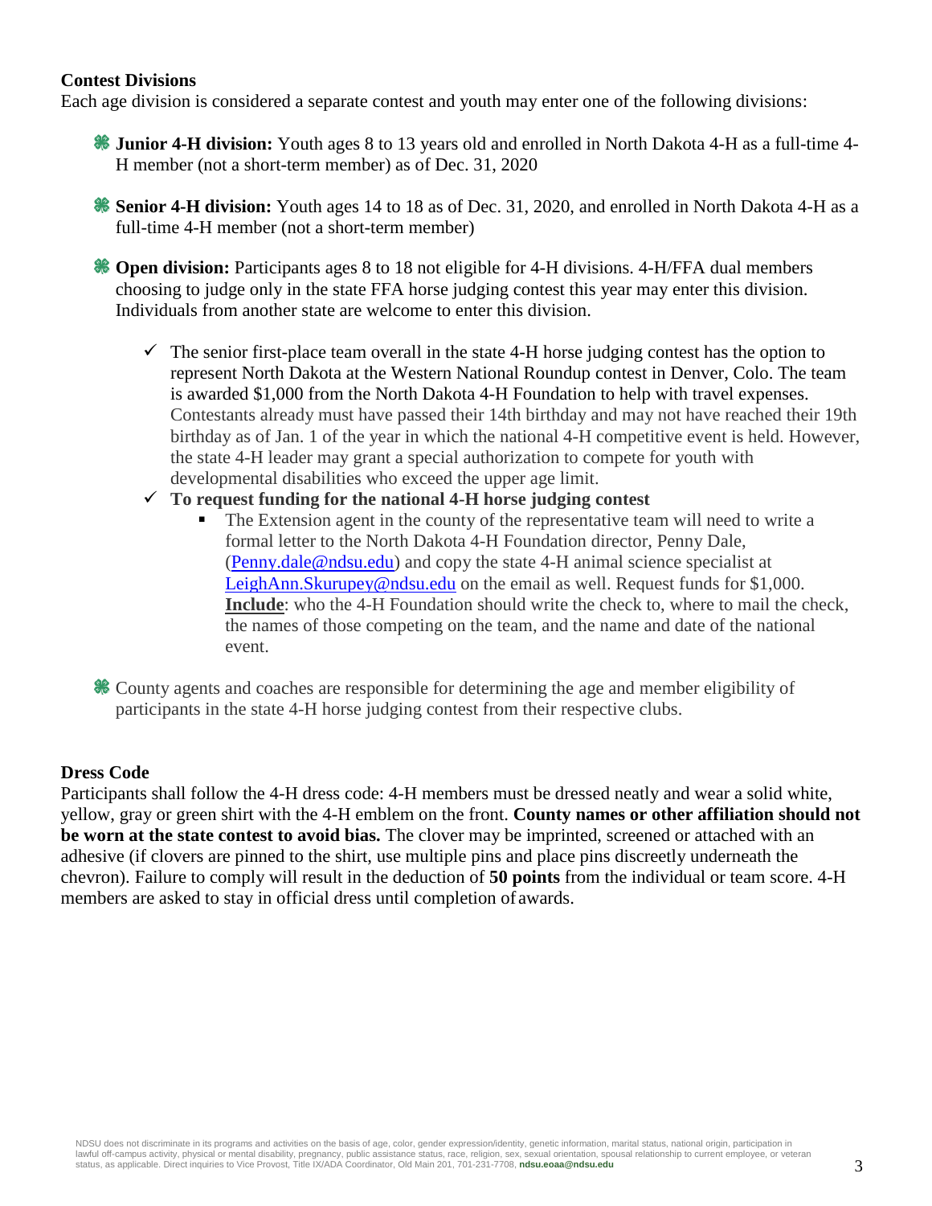**Contest Divisions**

Each age division is considered a separate contest and youth may enter one of the following divisions:

- **Junior 4-H division:** Youth ages 8 to 13 years old and enrolled in North Dakota 4-H as a full-time 4-H member (not a short-term member) as of Dec. 31, 2020
- **Senior 4-H division:** Youth ages 14 to 18 as of Dec. 31, 2020, and enrolled in North Dakota 4-H as a full-time 4-H member (not a short-term member)
- **Open division:** Participants ages 8 to 18 not eligible for 4-H divisions. 4-H/FFA dual members choosing to judge only in the state FFA horse judging contest this year may enter this division. Individuals from another state are welcome to enter this division.
  - ✓ The senior first-place team overall in the state 4-H horse judging contest has the option to represent North Dakota at the Western National Roundup contest in Denver, Colo. The team is awarded $1,000 from the North Dakota 4-H Foundation to help with travel expenses. Contestants already must have passed their 14th birthday and may not have reached their 19th birthday as of Jan. 1 of the year in which the national 4-H competitive event is held. However, the state 4-H leader may grant a special authorization to compete for youth with developmental disabilities who exceed the upper age limit.
  - ✓ **To request funding for the national 4-H horse judging contest**
    - The Extension agent in the county of the representative team will need to write a formal letter to the North Dakota 4-H Foundation director, Penny Dale, (Penny.dale@ndsu.edu) and copy the state 4-H animal science specialist at LeighAnn.Skurupey@ndsu.edu on the email as well. Request funds for $1,000. **Include**: who the 4-H Foundation should write the check to, where to mail the check, the names of those competing on the team, and the name and date of the national event.
- County agents and coaches are responsible for determining the age and member eligibility of participants in the state 4-H horse judging contest from their respective clubs.

**Dress Code**

Participants shall follow the 4-H dress code: 4-H members must be dressed neatly and wear a solid white, yellow, gray or green shirt with the 4-H emblem on the front. **County names or other affiliation should not be worn at the state contest to avoid bias.** The clover may be imprinted, screened or attached with an adhesive (if clovers are pinned to the shirt, use multiple pins and place pins discreetly underneath the chevron). Failure to comply will result in the deduction of **50 points** from the individual or team score. 4-H members are asked to stay in official dress until completion of awards.

NDSU does not discriminate in its programs and activities on the basis of age, color, gender expression/identity, genetic information, marital status, national origin, participation in lawful off-campus activity, physical or mental disability, pregnancy, public assistance status, race, religion, sex, sexual orientation, spousal relationship to current employee, or veteran status, as applicable. Direct inquiries to Vice Provost, Title IX/ADA Coordinator, Old Main 201, 701-231-7708, **ndsu.eoaa@ndsu.edu**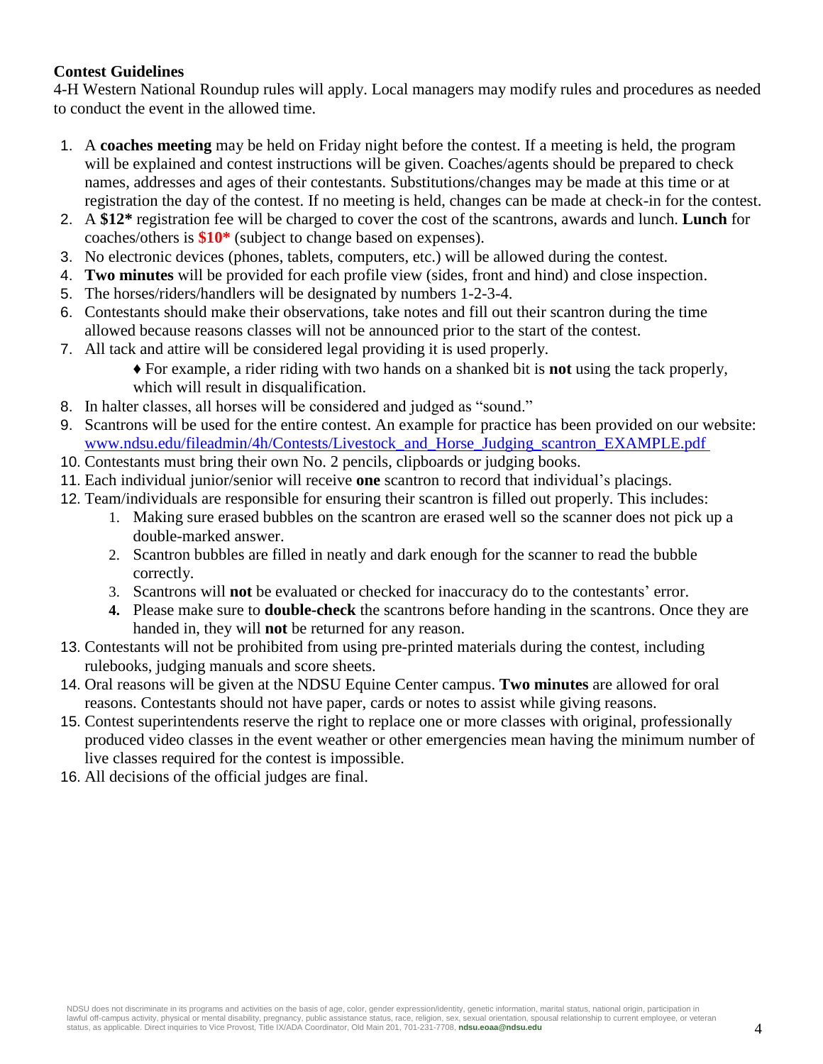**Contest Guidelines**

4-H Western National Roundup rules will apply. Local managers may modify rules and procedures as needed to conduct the event in the allowed time.

1. A **coaches meeting** may be held on Friday night before the contest. If a meeting is held, the program will be explained and contest instructions will be given. Coaches/agents should be prepared to check names, addresses and ages of their contestants. Substitutions/changes may be made at this time or at registration the day of the contest. If no meeting is held, changes can be made at check-in for the contest.
2. A **$12*** registration fee will be charged to cover the cost of the scantrons, awards and lunch. **Lunch** for coaches/others is **$10*** (subject to change based on expenses).
3. No electronic devices (phones, tablets, computers, etc.) will be allowed during the contest.
4. **Two minutes** will be provided for each profile view (sides, front and hind) and close inspection.
5. The horses/riders/handlers will be designated by numbers 1-2-3-4.
6. Contestants should make their observations, take notes and fill out their scantron during the time allowed because reasons classes will not be announced prior to the start of the contest.
7. All tack and attire will be considered legal providing it is used properly.
   - ♦ For example, a rider riding with two hands on a shanked bit is **not** using the tack properly, which will result in disqualification.
8. In halter classes, all horses will be considered and judged as "sound."
9. Scantrons will be used for the entire contest. An example for practice has been provided on our website: www.ndsu.edu/fileadmin/4h/Contests/Livestock_and_Horse_Judging_scantron_EXAMPLE.pdf
10. Contestants must bring their own No. 2 pencils, clipboards or judging books.
11. Each individual junior/senior will receive **one** scantron to record that individual's placings.
12. Team/individuals are responsible for ensuring their scantron is filled out properly. This includes:
    1. Making sure erased bubbles on the scantron are erased well so the scanner does not pick up a double-marked answer.
    2. Scantron bubbles are filled in neatly and dark enough for the scanner to read the bubble correctly.
    3. Scantrons will **not** be evaluated or checked for inaccuracy do to the contestants' error.
    4. Please make sure to **double-check** the scantrons before handing in the scantrons. Once they are handed in, they will **not** be returned for any reason.
13. Contestants will not be prohibited from using pre-printed materials during the contest, including rulebooks, judging manuals and score sheets.
14. Oral reasons will be given at the NDSU Equine Center campus. **Two minutes** are allowed for oral reasons. Contestants should not have paper, cards or notes to assist while giving reasons.
15. Contest superintendents reserve the right to replace one or more classes with original, professionally produced video classes in the event weather or other emergencies mean having the minimum number of live classes required for the contest is impossible.
16. All decisions of the official judges are final.

NDSU does not discriminate in its programs and activities on the basis of age, color, gender expression/identity, genetic information, marital status, national origin, participation in lawful off-campus activity, physical or mental disability, pregnancy, public assistance status, race, religion, sex, sexual orientation, spousal relationship to current employee, or veteran status, as applicable. Direct inquiries to Vice Provost, Title IX/ADA Coordinator, Old Main 201, 701-231-7708, **ndsu.eoaa@ndsu.edu**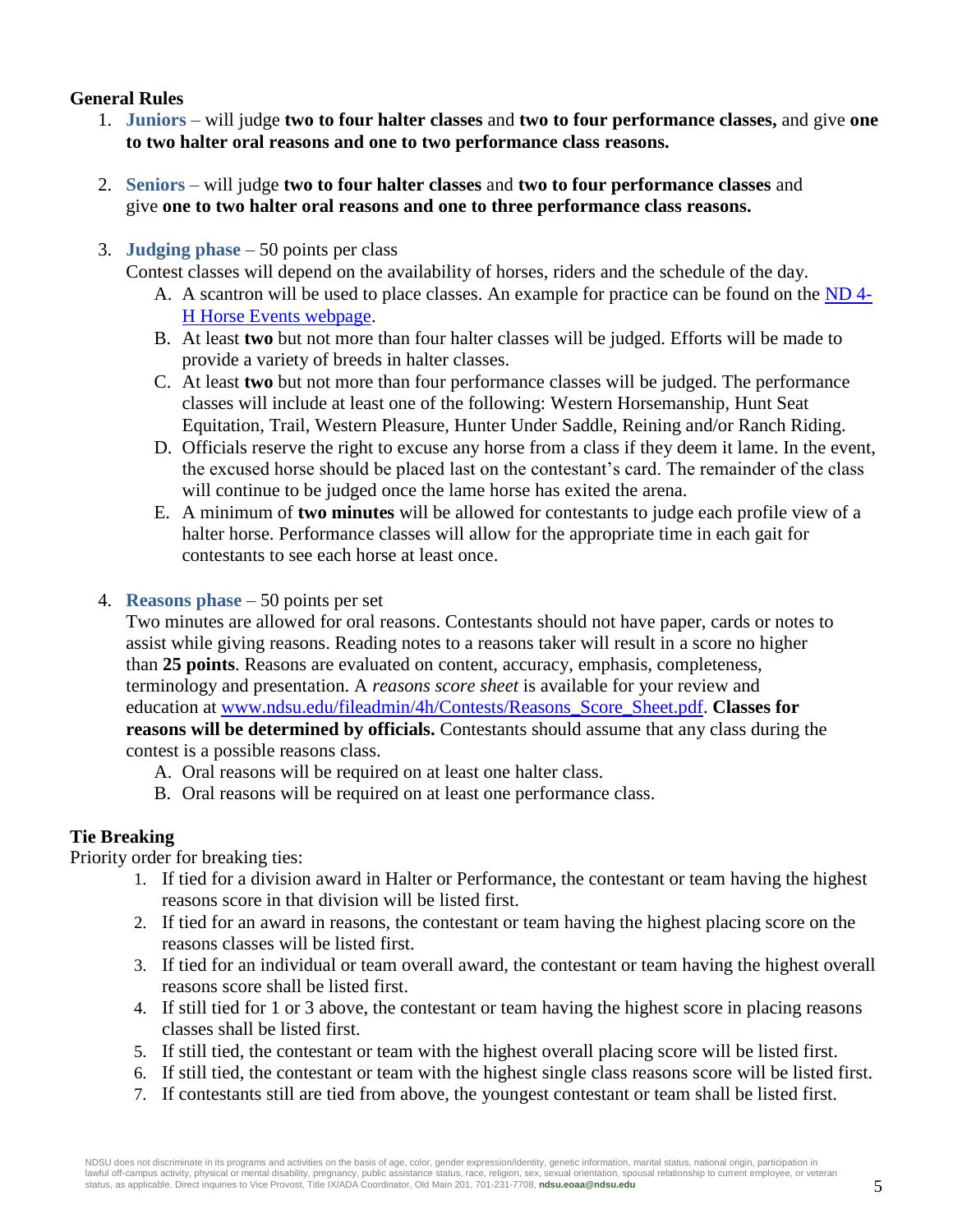## General Rules

1. **Juniors** – will judge **two to four halter classes** and **two to four performance classes,** and give **one to two halter oral reasons and one to two performance class reasons.**

2. **Seniors** – will judge **two to four halter classes** and **two to four performance classes** and give **one to two halter oral reasons and one to three performance class reasons.**

3. **Judging phase** – 50 points per class
   Contest classes will depend on the availability of horses, riders and the schedule of the day.
   A. A scantron will be used to place classes. An example for practice can be found on the [ND 4-H Horse Events webpage](#).
   B. At least **two** but not more than four halter classes will be judged. Efforts will be made to provide a variety of breeds in halter classes.
   C. At least **two** but not more than four performance classes will be judged. The performance classes will include at least one of the following: Western Horsemanship, Hunt Seat Equitation, Trail, Western Pleasure, Hunter Under Saddle, Reining and/or Ranch Riding.
   D. Officials reserve the right to excuse any horse from a class if they deem it lame. In the event, the excused horse should be placed last on the contestant's card. The remainder of the class will continue to be judged once the lame horse has exited the arena.
   E. A minimum of **two minutes** will be allowed for contestants to judge each profile view of a halter horse. Performance classes will allow for the appropriate time in each gait for contestants to see each horse at least once.

4. **Reasons phase** – 50 points per set
   Two minutes are allowed for oral reasons. Contestants should not have paper, cards or notes to assist while giving reasons. Reading notes to a reasons taker will result in a score no higher than **25 points**. Reasons are evaluated on content, accuracy, emphasis, completeness, terminology and presentation. A *reasons score sheet* is available for your review and education at [www.ndsu.edu/fileadmin/4h/Contests/Reasons_Score_Sheet.pdf](www.ndsu.edu/fileadmin/4h/Contests/Reasons_Score_Sheet.pdf). **Classes for reasons will be determined by officials.** Contestants should assume that any class during the contest is a possible reasons class.
   A. Oral reasons will be required on at least one halter class.
   B. Oral reasons will be required on at least one performance class.

## Tie Breaking

Priority order for breaking ties:

1. If tied for a division award in Halter or Performance, the contestant or team having the highest reasons score in that division will be listed first.
2. If tied for an award in reasons, the contestant or team having the highest placing score on the reasons classes will be listed first.
3. If tied for an individual or team overall award, the contestant or team having the highest overall reasons score shall be listed first.
4. If still tied for 1 or 3 above, the contestant or team having the highest score in placing reasons classes shall be listed first.
5. If still tied, the contestant or team with the highest overall placing score will be listed first.
6. If still tied, the contestant or team with the highest single class reasons score will be listed first.
7. If contestants still are tied from above, the youngest contestant or team shall be listed first.

NDSU does not discriminate in its programs and activities on the basis of age, color, gender expression/identity, genetic information, marital status, national origin, participation in lawful off-campus activity, physical or mental disability, pregnancy, public assistance status, race, religion, sex, sexual orientation, spousal relationship to current employee, or veteran status, as applicable. Direct inquiries to Vice Provost, Title IX/ADA Coordinator, Old Main 201, 701-231-7708, **ndsu.eoaa@ndsu.edu**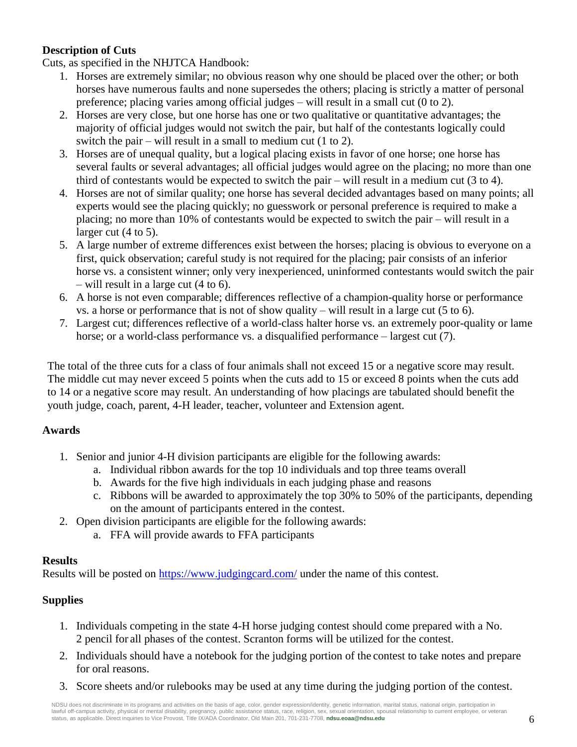### Description of Cuts

Cuts, as specified in the NHJTCA Handbook:

1. Horses are extremely similar; no obvious reason why one should be placed over the other; or both horses have numerous faults and none supersedes the others; placing is strictly a matter of personal preference; placing varies among official judges – will result in a small cut (0 to 2).
2. Horses are very close, but one horse has one or two qualitative or quantitative advantages; the majority of official judges would not switch the pair, but half of the contestants logically could switch the pair – will result in a small to medium cut (1 to 2).
3. Horses are of unequal quality, but a logical placing exists in favor of one horse; one horse has several faults or several advantages; all official judges would agree on the placing; no more than one third of contestants would be expected to switch the pair – will result in a medium cut (3 to 4).
4. Horses are not of similar quality; one horse has several decided advantages based on many points; all experts would see the placing quickly; no guesswork or personal preference is required to make a placing; no more than 10% of contestants would be expected to switch the pair – will result in a larger cut (4 to 5).
5. A large number of extreme differences exist between the horses; placing is obvious to everyone on a first, quick observation; careful study is not required for the placing; pair consists of an inferior horse vs. a consistent winner; only very inexperienced, uninformed contestants would switch the pair – will result in a large cut (4 to 6).
6. A horse is not even comparable; differences reflective of a champion-quality horse or performance vs. a horse or performance that is not of show quality – will result in a large cut (5 to 6).
7. Largest cut; differences reflective of a world-class halter horse vs. an extremely poor-quality or lame horse; or a world-class performance vs. a disqualified performance – largest cut (7).

The total of the three cuts for a class of four animals shall not exceed 15 or a negative score may result. The middle cut may never exceed 5 points when the cuts add to 15 or exceed 8 points when the cuts add to 14 or a negative score may result. An understanding of how placings are tabulated should benefit the youth judge, coach, parent, 4-H leader, teacher, volunteer and Extension agent.

### Awards

1. Senior and junior 4-H division participants are eligible for the following awards:
   a. Individual ribbon awards for the top 10 individuals and top three teams overall
   b. Awards for the five high individuals in each judging phase and reasons
   c. Ribbons will be awarded to approximately the top 30% to 50% of the participants, depending on the amount of participants entered in the contest.
2. Open division participants are eligible for the following awards:
   a. FFA will provide awards to FFA participants

### Results

Results will be posted on https://www.judgingcard.com/ under the name of this contest.

### Supplies

1. Individuals competing in the state 4-H horse judging contest should come prepared with a No. 2 pencil for all phases of the contest. Scranton forms will be utilized for the contest.
2. Individuals should have a notebook for the judging portion of the contest to take notes and prepare for oral reasons.
3. Score sheets and/or rulebooks may be used at any time during the judging portion of the contest.

NDSU does not discriminate in its programs and activities on the basis of age, color, gender expression/identity, genetic information, marital status, national origin, participation in lawful off-campus activity, physical or mental disability, pregnancy, public assistance status, race, religion, sex, sexual orientation, spousal relationship to current employee, or veteran status, as applicable. Direct inquiries to Vice Provost, Title IX/ADA Coordinator, Old Main 201, 701-231-7708, **ndsu.eoaa@ndsu.edu**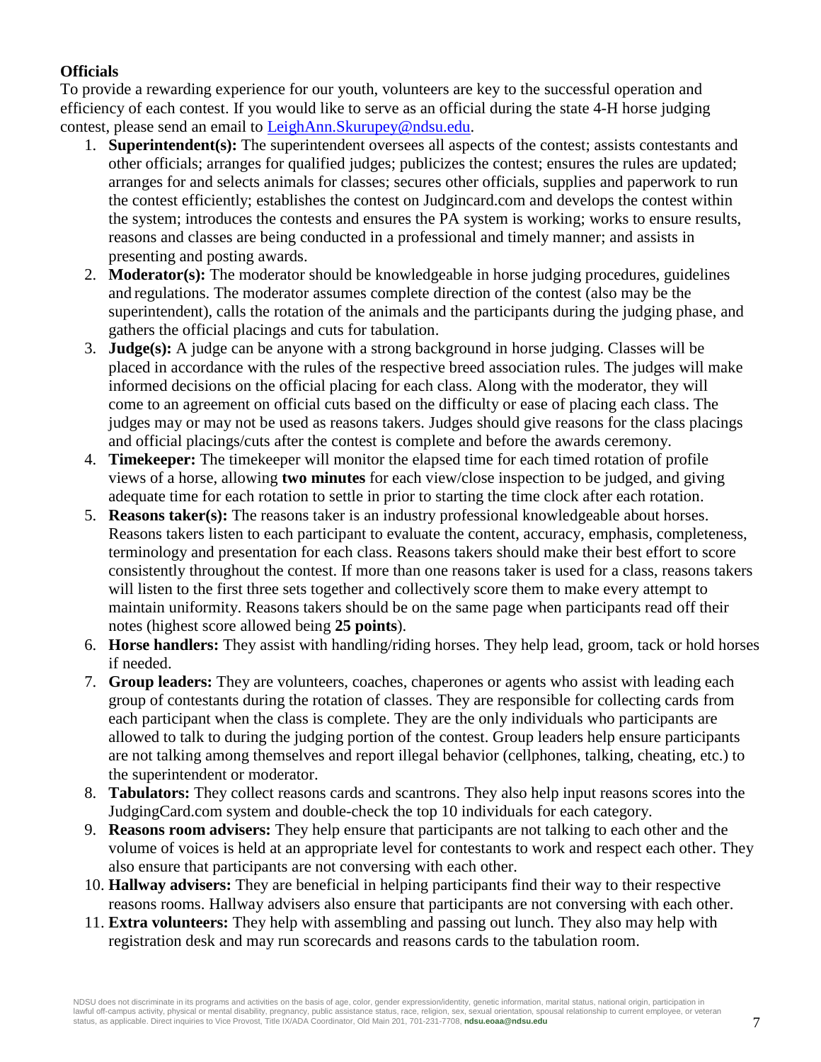**Officials**

To provide a rewarding experience for our youth, volunteers are key to the successful operation and efficiency of each contest. If you would like to serve as an official during the state 4-H horse judging contest, please send an email to LeighAnn.Skurupey@ndsu.edu.

1. **Superintendent(s):** The superintendent oversees all aspects of the contest; assists contestants and other officials; arranges for qualified judges; publicizes the contest; ensures the rules are updated; arranges for and selects animals for classes; secures other officials, supplies and paperwork to run the contest efficiently; establishes the contest on Judgincard.com and develops the contest within the system; introduces the contests and ensures the PA system is working; works to ensure results, reasons and classes are being conducted in a professional and timely manner; and assists in presenting and posting awards.
2. **Moderator(s):** The moderator should be knowledgeable in horse judging procedures, guidelines and regulations. The moderator assumes complete direction of the contest (also may be the superintendent), calls the rotation of the animals and the participants during the judging phase, and gathers the official placings and cuts for tabulation.
3. **Judge(s):** A judge can be anyone with a strong background in horse judging. Classes will be placed in accordance with the rules of the respective breed association rules. The judges will make informed decisions on the official placing for each class. Along with the moderator, they will come to an agreement on official cuts based on the difficulty or ease of placing each class. The judges may or may not be used as reasons takers. Judges should give reasons for the class placings and official placings/cuts after the contest is complete and before the awards ceremony.
4. **Timekeeper:** The timekeeper will monitor the elapsed time for each timed rotation of profile views of a horse, allowing **two minutes** for each view/close inspection to be judged, and giving adequate time for each rotation to settle in prior to starting the time clock after each rotation.
5. **Reasons taker(s):** The reasons taker is an industry professional knowledgeable about horses. Reasons takers listen to each participant to evaluate the content, accuracy, emphasis, completeness, terminology and presentation for each class. Reasons takers should make their best effort to score consistently throughout the contest. If more than one reasons taker is used for a class, reasons takers will listen to the first three sets together and collectively score them to make every attempt to maintain uniformity. Reasons takers should be on the same page when participants read off their notes (highest score allowed being **25 points**).
6. **Horse handlers:** They assist with handling/riding horses. They help lead, groom, tack or hold horses if needed.
7. **Group leaders:** They are volunteers, coaches, chaperones or agents who assist with leading each group of contestants during the rotation of classes. They are responsible for collecting cards from each participant when the class is complete. They are the only individuals who participants are allowed to talk to during the judging portion of the contest. Group leaders help ensure participants are not talking among themselves and report illegal behavior (cellphones, talking, cheating, etc.) to the superintendent or moderator.
8. **Tabulators:** They collect reasons cards and scantrons. They also help input reasons scores into the JudgingCard.com system and double-check the top 10 individuals for each category.
9. **Reasons room advisers:** They help ensure that participants are not talking to each other and the volume of voices is held at an appropriate level for contestants to work and respect each other. They also ensure that participants are not conversing with each other.
10. **Hallway advisers:** They are beneficial in helping participants find their way to their respective reasons rooms. Hallway advisers also ensure that participants are not conversing with each other.
11. **Extra volunteers:** They help with assembling and passing out lunch. They also may help with registration desk and may run scorecards and reasons cards to the tabulation room.

NDSU does not discriminate in its programs and activities on the basis of age, color, gender expression/identity, genetic information, marital status, national origin, participation in lawful off-campus activity, physical or mental disability, pregnancy, public assistance status, race, religion, sex, sexual orientation, spousal relationship to current employee, or veteran status, as applicable. Direct inquiries to Vice Provost, Title IX/ADA Coordinator, Old Main 201, 701-231-7708, **ndsu.eoaa@ndsu.edu**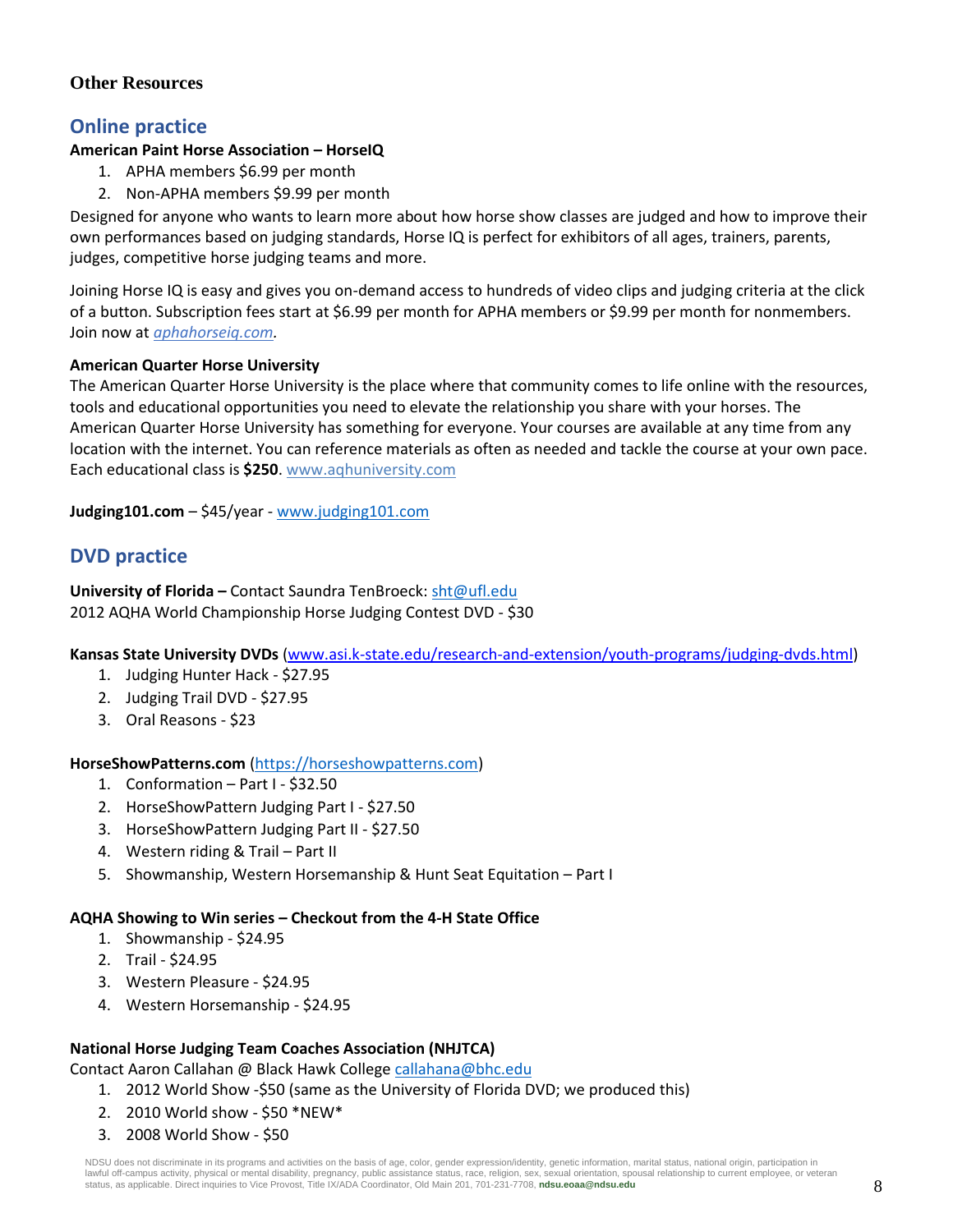### Other Resources

## Online practice

**American Paint Horse Association – HorseIQ**

1. APHA members $6.99 per month
2. Non-APHA members $9.99 per month

Designed for anyone who wants to learn more about how horse show classes are judged and how to improve their own performances based on judging standards, Horse IQ is perfect for exhibitors of all ages, trainers, parents, judges, competitive horse judging teams and more.

Joining Horse IQ is easy and gives you on-demand access to hundreds of video clips and judging criteria at the click of a button. Subscription fees start at $6.99 per month for APHA members or $9.99 per month for nonmembers. Join now at *aphahorseiq.com.*

**American Quarter Horse University**

The American Quarter Horse University is the place where that community comes to life online with the resources, tools and educational opportunities you need to elevate the relationship you share with your horses. The American Quarter Horse University has something for everyone. Your courses are available at any time from any location with the internet. You can reference materials as often as needed and tackle the course at your own pace. Each educational class is **$250**. www.aqhuniversity.com

**Judging101.com** – $45/year - www.judging101.com

## DVD practice

**University of Florida –** Contact Saundra TenBroeck: sht@ufl.edu
2012 AQHA World Championship Horse Judging Contest DVD - $30

**Kansas State University DVDs** (www.asi.k-state.edu/research-and-extension/youth-programs/judging-dvds.html)

1. Judging Hunter Hack - $27.95
2. Judging Trail DVD - $27.95
3. Oral Reasons - $23

**HorseShowPatterns.com** (https://horseshowpatterns.com)

1. Conformation – Part I - $32.50
2. HorseShowPattern Judging Part I - $27.50
3. HorseShowPattern Judging Part II - $27.50
4. Western riding & Trail – Part II
5. Showmanship, Western Horsemanship & Hunt Seat Equitation – Part I

**AQHA Showing to Win series – Checkout from the 4-H State Office**

1. Showmanship - $24.95
2. Trail - $24.95
3. Western Pleasure - $24.95
4. Western Horsemanship - $24.95

**National Horse Judging Team Coaches Association (NHJTCA)**

Contact Aaron Callahan @ Black Hawk College callahana@bhc.edu

1. 2012 World Show -$50 (same as the University of Florida DVD; we produced this)
2. 2010 World show - $50 *NEW*
3. 2008 World Show - $50

NDSU does not discriminate in its programs and activities on the basis of age, color, gender expression/identity, genetic information, marital status, national origin, participation in lawful off-campus activity, physical or mental disability, pregnancy, public assistance status, race, religion, sex, sexual orientation, spousal relationship to current employee, or veteran status, as applicable. Direct inquiries to Vice Provost, Title IX/ADA Coordinator, Old Main 201, 701-231-7708, **ndsu.eoaa@ndsu.edu**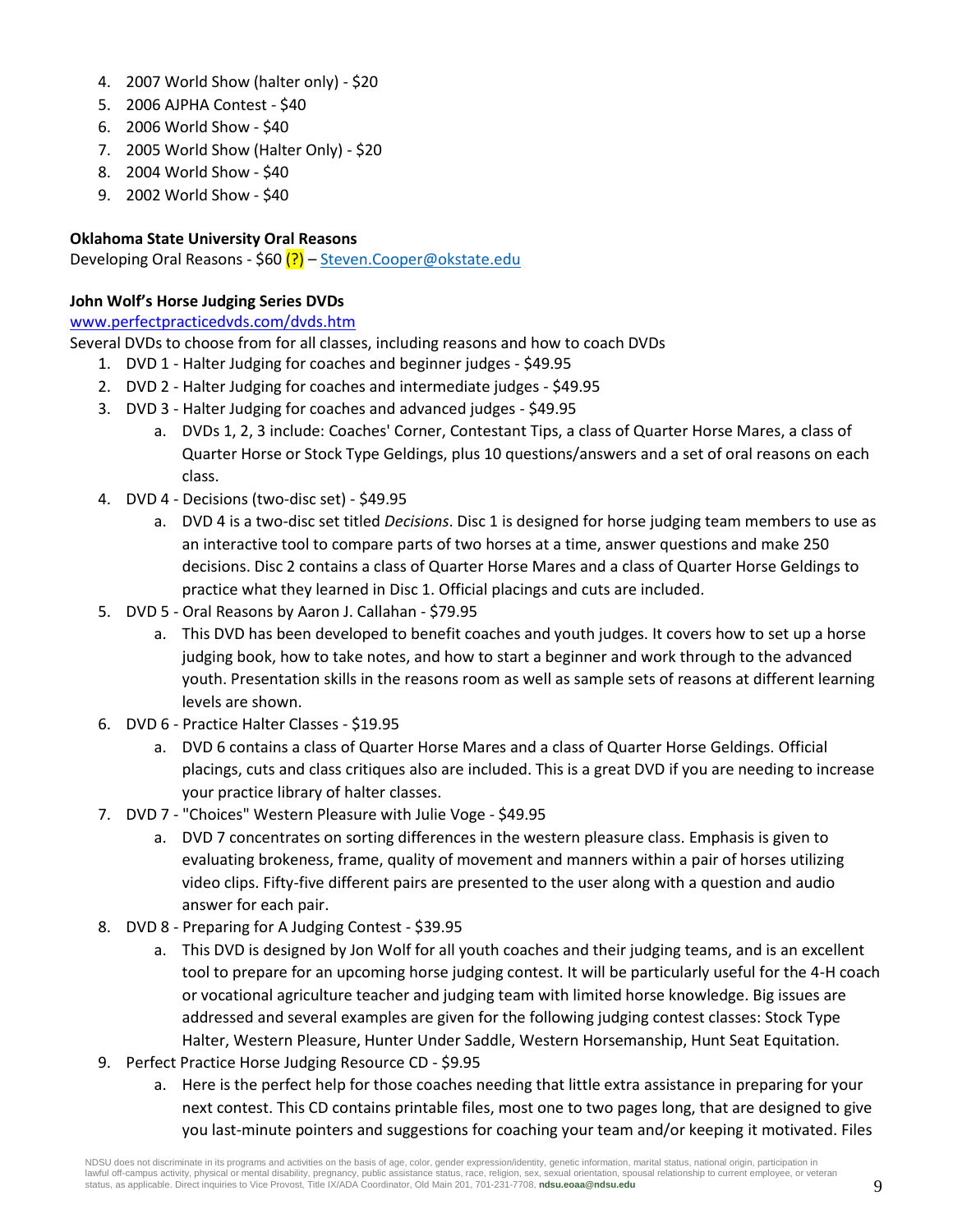4. 2007 World Show (halter only) - $20
5. 2006 AJPHA Contest - $40
6. 2006 World Show - $40
7. 2005 World Show (Halter Only) - $20
8. 2004 World Show - $40
9. 2002 World Show - $40

**Oklahoma State University Oral Reasons**

Developing Oral Reasons - $60 (?) – Steven.Cooper@okstate.edu

**John Wolf's Horse Judging Series DVDs**

www.perfectpracticedvds.com/dvds.htm

Several DVDs to choose from for all classes, including reasons and how to coach DVDs

1. DVD 1 - Halter Judging for coaches and beginner judges - $49.95
2. DVD 2 - Halter Judging for coaches and intermediate judges - $49.95
3. DVD 3 - Halter Judging for coaches and advanced judges - $49.95
    a. DVDs 1, 2, 3 include: Coaches' Corner, Contestant Tips, a class of Quarter Horse Mares, a class of Quarter Horse or Stock Type Geldings, plus 10 questions/answers and a set of oral reasons on each class.
4. DVD 4 - Decisions (two-disc set) - $49.95
    a. DVD 4 is a two-disc set titled *Decisions*. Disc 1 is designed for horse judging team members to use as an interactive tool to compare parts of two horses at a time, answer questions and make 250 decisions. Disc 2 contains a class of Quarter Horse Mares and a class of Quarter Horse Geldings to practice what they learned in Disc 1. Official placings and cuts are included.
5. DVD 5 - Oral Reasons by Aaron J. Callahan - $79.95
    a. This DVD has been developed to benefit coaches and youth judges. It covers how to set up a horse judging book, how to take notes, and how to start a beginner and work through to the advanced youth. Presentation skills in the reasons room as well as sample sets of reasons at different learning levels are shown.
6. DVD 6 - Practice Halter Classes - $19.95
    a. DVD 6 contains a class of Quarter Horse Mares and a class of Quarter Horse Geldings. Official placings, cuts and class critiques also are included. This is a great DVD if you are needing to increase your practice library of halter classes.
7. DVD 7 - "Choices" Western Pleasure with Julie Voge - $49.95
    a. DVD 7 concentrates on sorting differences in the western pleasure class. Emphasis is given to evaluating brokeness, frame, quality of movement and manners within a pair of horses utilizing video clips. Fifty-five different pairs are presented to the user along with a question and audio answer for each pair.
8. DVD 8 - Preparing for A Judging Contest - $39.95
    a. This DVD is designed by Jon Wolf for all youth coaches and their judging teams, and is an excellent tool to prepare for an upcoming horse judging contest. It will be particularly useful for the 4-H coach or vocational agriculture teacher and judging team with limited horse knowledge. Big issues are addressed and several examples are given for the following judging contest classes: Stock Type Halter, Western Pleasure, Hunter Under Saddle, Western Horsemanship, Hunt Seat Equitation.
9. Perfect Practice Horse Judging Resource CD - $9.95
    a. Here is the perfect help for those coaches needing that little extra assistance in preparing for your next contest. This CD contains printable files, most one to two pages long, that are designed to give you last-minute pointers and suggestions for coaching your team and/or keeping it motivated. Files

NDSU does not discriminate in its programs and activities on the basis of age, color, gender expression/identity, genetic information, marital status, national origin, participation in lawful off-campus activity, physical or mental disability, pregnancy, public assistance status, race, religion, sex, sexual orientation, spousal relationship to current employee, or veteran status, as applicable. Direct inquiries to Vice Provost, Title IX/ADA Coordinator, Old Main 201, 701-231-7708, **ndsu.eoaa@ndsu.edu**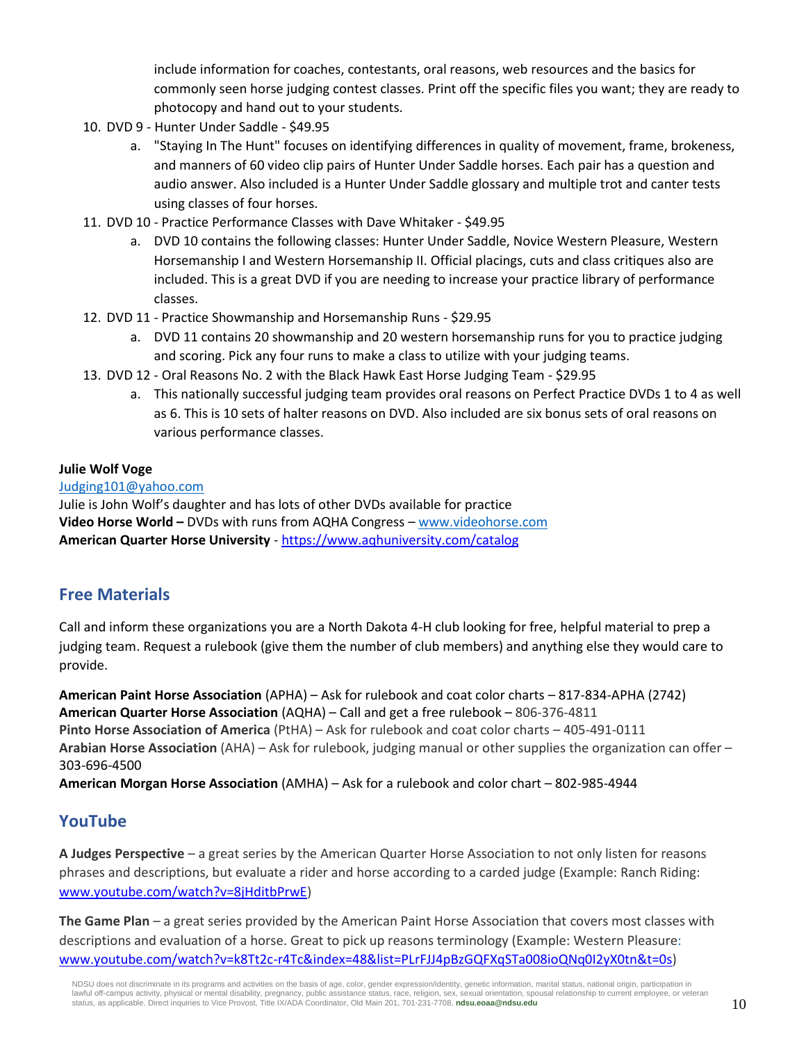include information for coaches, contestants, oral reasons, web resources and the basics for commonly seen horse judging contest classes. Print off the specific files you want; they are ready to photocopy and hand out to your students.

10. DVD 9 - Hunter Under Saddle - $49.95
    a. "Staying In The Hunt" focuses on identifying differences in quality of movement, frame, brokeness, and manners of 60 video clip pairs of Hunter Under Saddle horses. Each pair has a question and audio answer. Also included is a Hunter Under Saddle glossary and multiple trot and canter tests using classes of four horses.
11. DVD 10 - Practice Performance Classes with Dave Whitaker - $49.95
    a. DVD 10 contains the following classes: Hunter Under Saddle, Novice Western Pleasure, Western Horsemanship I and Western Horsemanship II. Official placings, cuts and class critiques also are included. This is a great DVD if you are needing to increase your practice library of performance classes.
12. DVD 11 - Practice Showmanship and Horsemanship Runs - $29.95
    a. DVD 11 contains 20 showmanship and 20 western horsemanship runs for you to practice judging and scoring. Pick any four runs to make a class to utilize with your judging teams.
13. DVD 12 - Oral Reasons No. 2 with the Black Hawk East Horse Judging Team - $29.95
    a. This nationally successful judging team provides oral reasons on Perfect Practice DVDs 1 to 4 as well as 6. This is 10 sets of halter reasons on DVD. Also included are six bonus sets of oral reasons on various performance classes.

**Julie Wolf Voge**
Judging101@yahoo.com
Julie is John Wolf's daughter and has lots of other DVDs available for practice
**Video Horse World –** DVDs with runs from AQHA Congress – www.videohorse.com
**American Quarter Horse University** - https://www.aqhuniversity.com/catalog

## Free Materials

Call and inform these organizations you are a North Dakota 4-H club looking for free, helpful material to prep a judging team. Request a rulebook (give them the number of club members) and anything else they would care to provide.

**American Paint Horse Association** (APHA) – Ask for rulebook and coat color charts – 817-834-APHA (2742)
**American Quarter Horse Association** (AQHA) – Call and get a free rulebook – 806-376-4811
**Pinto Horse Association of America** (PtHA) – Ask for rulebook and coat color charts – 405-491-0111
**Arabian Horse Association** (AHA) – Ask for rulebook, judging manual or other supplies the organization can offer – 303-696-4500
**American Morgan Horse Association** (AMHA) – Ask for a rulebook and color chart – 802-985-4944

## YouTube

**A Judges Perspective** – a great series by the American Quarter Horse Association to not only listen for reasons phrases and descriptions, but evaluate a rider and horse according to a carded judge (Example: Ranch Riding: www.youtube.com/watch?v=8jHditbPrwE)

**The Game Plan** – a great series provided by the American Paint Horse Association that covers most classes with descriptions and evaluation of a horse. Great to pick up reasons terminology (Example: Western Pleasure: www.youtube.com/watch?v=k8Tt2c-r4Tc&index=48&list=PLrFJJ4pBzGQFXqSTa008ioQNq0I2yX0tn&t=0s)

NDSU does not discriminate in its programs and activities on the basis of age, color, gender expression/identity, genetic information, marital status, national origin, participation in lawful off-campus activity, physical or mental disability, pregnancy, public assistance status, race, religion, sex, sexual orientation, spousal relationship to current employee, or veteran status, as applicable. Direct inquiries to Vice Provost, Title IX/ADA Coordinator, Old Main 201, 701-231-7708, **ndsu.eoaa@ndsu.edu**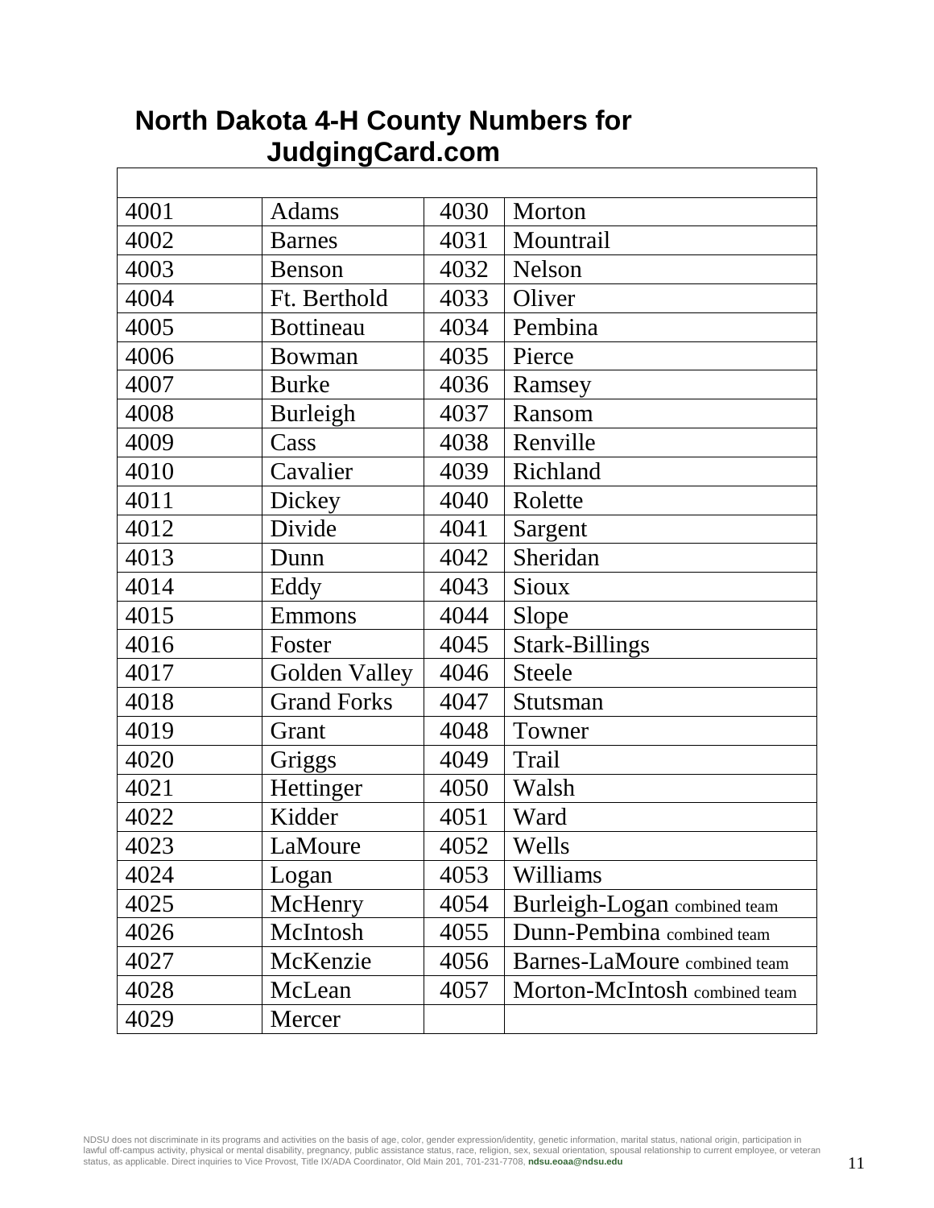# North Dakota 4-H County Numbers for JudgingCard.com

| | | | |
|---|---|---|---|
| 4001 | Adams | 4030 | Morton |
| 4002 | Barnes | 4031 | Mountrail |
| 4003 | Benson | 4032 | Nelson |
| 4004 | Ft. Berthold | 4033 | Oliver |
| 4005 | Bottineau | 4034 | Pembina |
| 4006 | Bowman | 4035 | Pierce |
| 4007 | Burke | 4036 | Ramsey |
| 4008 | Burleigh | 4037 | Ransom |
| 4009 | Cass | 4038 | Renville |
| 4010 | Cavalier | 4039 | Richland |
| 4011 | Dickey | 4040 | Rolette |
| 4012 | Divide | 4041 | Sargent |
| 4013 | Dunn | 4042 | Sheridan |
| 4014 | Eddy | 4043 | Sioux |
| 4015 | Emmons | 4044 | Slope |
| 4016 | Foster | 4045 | Stark-Billings |
| 4017 | Golden Valley | 4046 | Steele |
| 4018 | Grand Forks | 4047 | Stutsman |
| 4019 | Grant | 4048 | Towner |
| 4020 | Griggs | 4049 | Trail |
| 4021 | Hettinger | 4050 | Walsh |
| 4022 | Kidder | 4051 | Ward |
| 4023 | LaMoure | 4052 | Wells |
| 4024 | Logan | 4053 | Williams |
| 4025 | McHenry | 4054 | Burleigh-Logan combined team |
| 4026 | McIntosh | 4055 | Dunn-Pembina combined team |
| 4027 | McKenzie | 4056 | Barnes-LaMoure combined team |
| 4028 | McLean | 4057 | Morton-McIntosh combined team |
| 4029 | Mercer | | |

NDSU does not discriminate in its programs and activities on the basis of age, color, gender expression/identity, genetic information, marital status, national origin, participation in lawful off-campus activity, physical or mental disability, pregnancy, public assistance status, race, religion, sex, sexual orientation, spousal relationship to current employee, or veteran status, as applicable. Direct inquiries to Vice Provost, Title IX/ADA Coordinator, Old Main 201, 701-231-7708, **ndsu.eoaa@ndsu.edu**